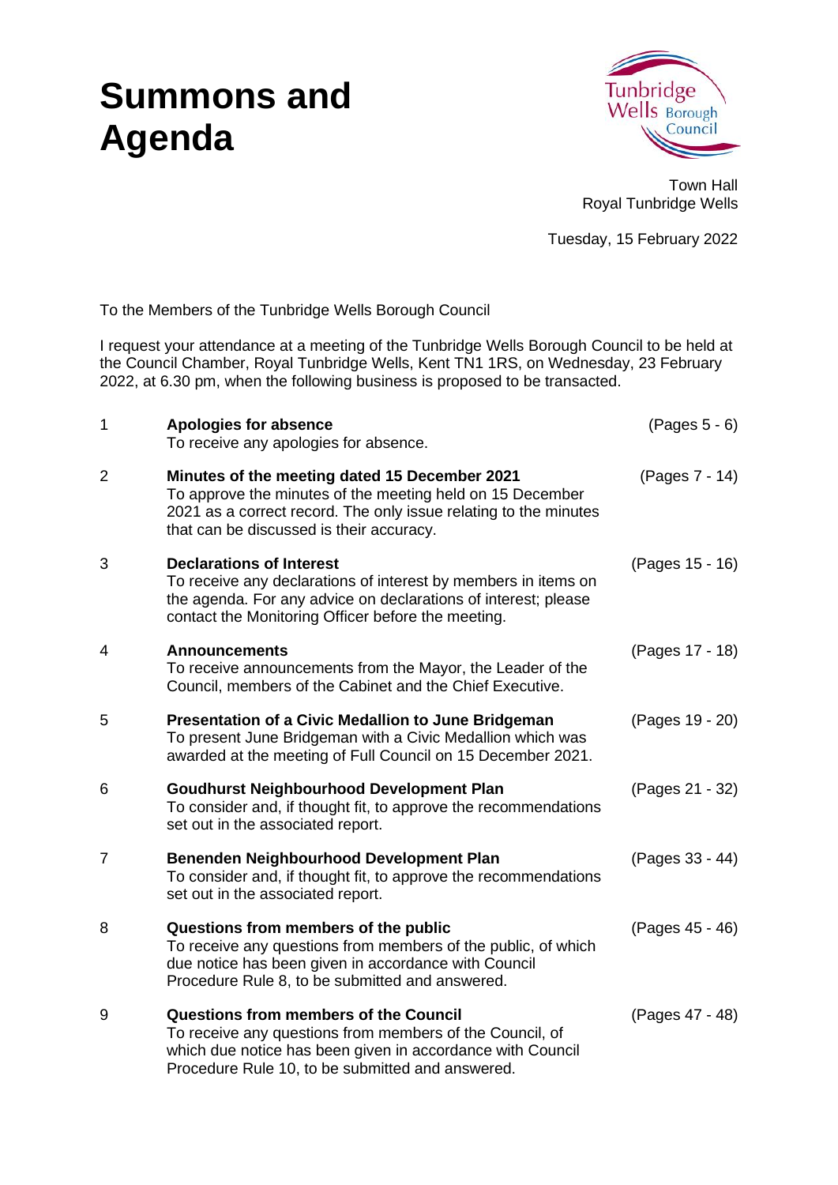# Summons and Agenda

Town Hall
Royal Tunbridge Wells

Tuesday, 15 February 2022

To the Members of the Tunbridge Wells Borough Council

I request your attendance at a meeting of the Tunbridge Wells Borough Council to be held at the Council Chamber, Royal Tunbridge Wells, Kent TN1 1RS, on Wednesday, 23 February 2022, at 6.30 pm, when the following business is proposed to be transacted.

| | | |
|---|---|---|
| 1 | **Apologies for absence**<br>To receive any apologies for absence. | (Pages 5 - 6) |
| 2 | **Minutes of the meeting dated 15 December 2021**<br>To approve the minutes of the meeting held on 15 December 2021 as a correct record. The only issue relating to the minutes that can be discussed is their accuracy. | (Pages 7 - 14) |
| 3 | **Declarations of Interest**<br>To receive any declarations of interest by members in items on the agenda. For any advice on declarations of interest; please contact the Monitoring Officer before the meeting. | (Pages 15 - 16) |
| 4 | **Announcements**<br>To receive announcements from the Mayor, the Leader of the Council, members of the Cabinet and the Chief Executive. | (Pages 17 - 18) |
| 5 | **Presentation of a Civic Medallion to June Bridgeman**<br>To present June Bridgeman with a Civic Medallion which was awarded at the meeting of Full Council on 15 December 2021. | (Pages 19 - 20) |
| 6 | **Goudhurst Neighbourhood Development Plan**<br>To consider and, if thought fit, to approve the recommendations set out in the associated report. | (Pages 21 - 32) |
| 7 | **Benenden Neighbourhood Development Plan**<br>To consider and, if thought fit, to approve the recommendations set out in the associated report. | (Pages 33 - 44) |
| 8 | **Questions from members of the public**<br>To receive any questions from members of the public, of which due notice has been given in accordance with Council Procedure Rule 8, to be submitted and answered. | (Pages 45 - 46) |
| 9 | **Questions from members of the Council**<br>To receive any questions from members of the Council, of which due notice has been given in accordance with Council Procedure Rule 10, to be submitted and answered. | (Pages 47 - 48) |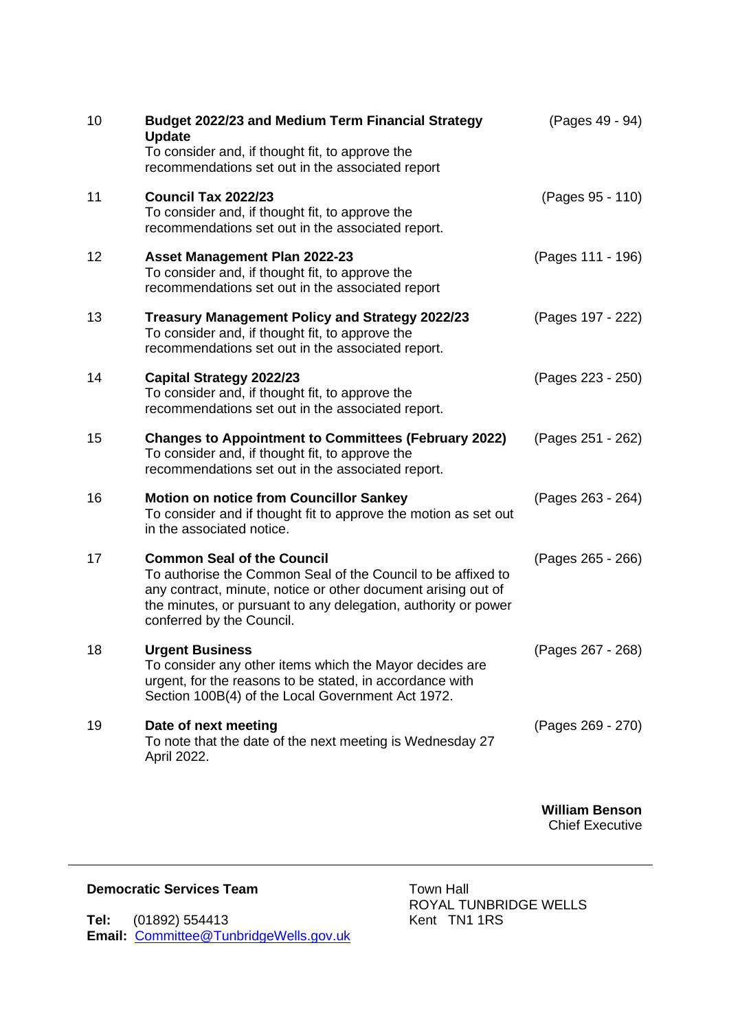| | | |
|---|---|---|
| 10 | **Budget 2022/23 and Medium Term Financial Strategy Update**<br>To consider and, if thought fit, to approve the recommendations set out in the associated report | (Pages 49 - 94) |
| 11 | **Council Tax 2022/23**<br>To consider and, if thought fit, to approve the recommendations set out in the associated report. | (Pages 95 - 110) |
| 12 | **Asset Management Plan 2022-23**<br>To consider and, if thought fit, to approve the recommendations set out in the associated report | (Pages 111 - 196) |
| 13 | **Treasury Management Policy and Strategy 2022/23**<br>To consider and, if thought fit, to approve the recommendations set out in the associated report. | (Pages 197 - 222) |
| 14 | **Capital Strategy 2022/23**<br>To consider and, if thought fit, to approve the recommendations set out in the associated report. | (Pages 223 - 250) |
| 15 | **Changes to Appointment to Committees (February 2022)**<br>To consider and, if thought fit, to approve the recommendations set out in the associated report. | (Pages 251 - 262) |
| 16 | **Motion on notice from Councillor Sankey**<br>To consider and if thought fit to approve the motion as set out in the associated notice. | (Pages 263 - 264) |
| 17 | **Common Seal of the Council**<br>To authorise the Common Seal of the Council to be affixed to any contract, minute, notice or other document arising out of the minutes, or pursuant to any delegation, authority or power conferred by the Council. | (Pages 265 - 266) |
| 18 | **Urgent Business**<br>To consider any other items which the Mayor decides are urgent, for the reasons to be stated, in accordance with Section 100B(4) of the Local Government Act 1972. | (Pages 267 - 268) |
| 19 | **Date of next meeting**<br>To note that the date of the next meeting is Wednesday 27 April 2022. | (Pages 269 - 270) |

**William Benson**
Chief Executive

---

**Democratic Services Team**

**Tel:** (01892) 554413
**Email:** Committee@TunbridgeWells.gov.uk

Town Hall
ROYAL TUNBRIDGE WELLS
Kent TN1 1RS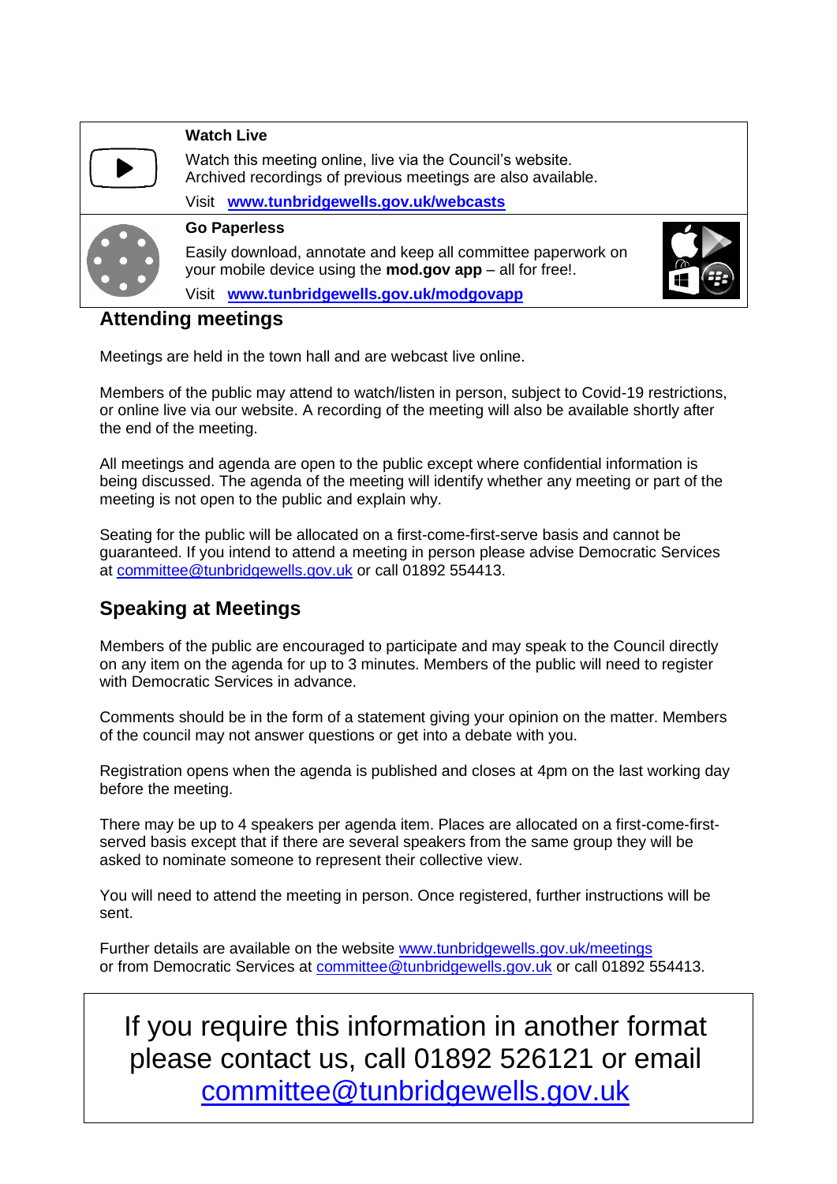**Watch Live**

Watch this meeting online, live via the Council's website.
Archived recordings of previous meetings are also available.

Visit **www.tunbridgewells.gov.uk/webcasts**

**Go Paperless**

Easily download, annotate and keep all committee paperwork on your mobile device using the **mod.gov app** – all for free!.

Visit **www.tunbridgewells.gov.uk/modgovapp**

## Attending meetings

Meetings are held in the town hall and are webcast live online.

Members of the public may attend to watch/listen in person, subject to Covid-19 restrictions, or online live via our website. A recording of the meeting will also be available shortly after the end of the meeting.

All meetings and agenda are open to the public except where confidential information is being discussed. The agenda of the meeting will identify whether any meeting or part of the meeting is not open to the public and explain why.

Seating for the public will be allocated on a first-come-first-serve basis and cannot be guaranteed. If you intend to attend a meeting in person please advise Democratic Services at committee@tunbridgewells.gov.uk or call 01892 554413.

## Speaking at Meetings

Members of the public are encouraged to participate and may speak to the Council directly on any item on the agenda for up to 3 minutes. Members of the public will need to register with Democratic Services in advance.

Comments should be in the form of a statement giving your opinion on the matter. Members of the council may not answer questions or get into a debate with you.

Registration opens when the agenda is published and closes at 4pm on the last working day before the meeting.

There may be up to 4 speakers per agenda item. Places are allocated on a first-come-first-served basis except that if there are several speakers from the same group they will be asked to nominate someone to represent their collective view.

You will need to attend the meeting in person. Once registered, further instructions will be sent.

Further details are available on the website www.tunbridgewells.gov.uk/meetings
or from Democratic Services at committee@tunbridgewells.gov.uk or call 01892 554413.

If you require this information in another format please contact us, call 01892 526121 or email committee@tunbridgewells.gov.uk